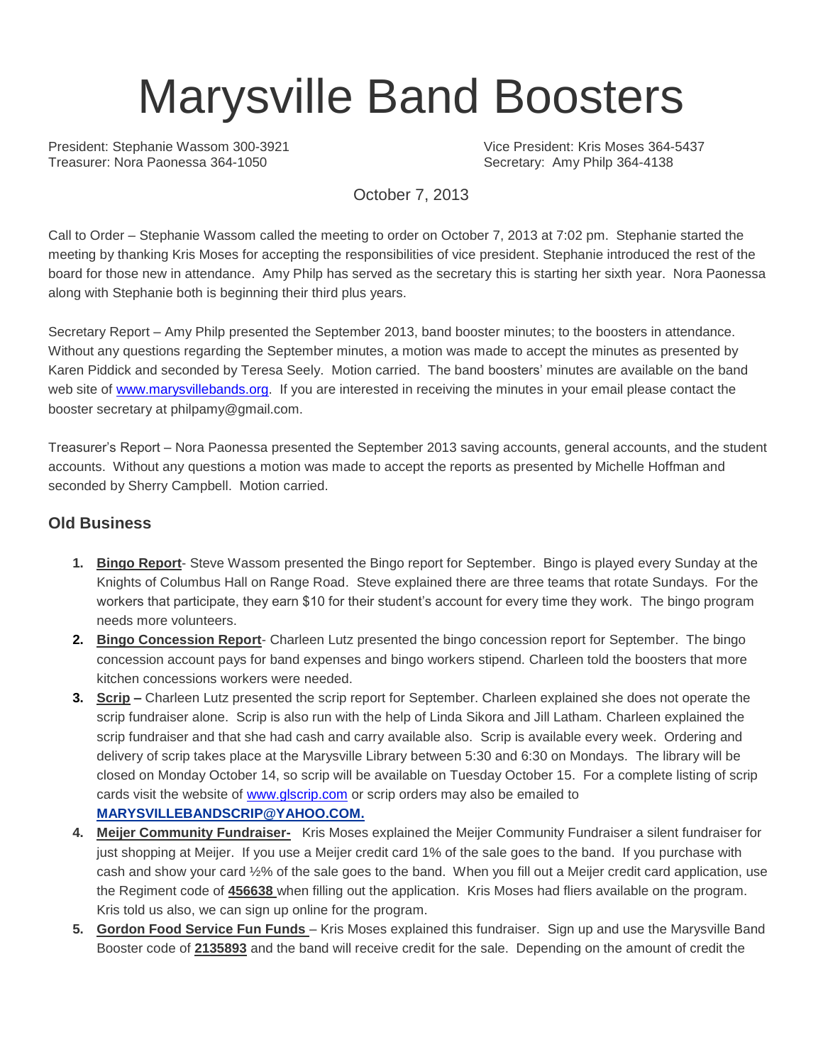# Marysville Band Boosters

President: Stephanie Wassom 300-3921
Vice President: Kris Moses 364-5437
Treasurer: Nora Paonessa 364-1050
Secretary: Amy Philp 364-4138

October 7, 2013

Call to Order – Stephanie Wassom called the meeting to order on October 7, 2013 at 7:02 pm. Stephanie started the meeting by thanking Kris Moses for accepting the responsibilities of vice president. Stephanie introduced the rest of the board for those new in attendance. Amy Philp has served as the secretary this is starting her sixth year. Nora Paonessa along with Stephanie both is beginning their third plus years.

Secretary Report – Amy Philp presented the September 2013, band booster minutes; to the boosters in attendance. Without any questions regarding the September minutes, a motion was made to accept the minutes as presented by Karen Piddick and seconded by Teresa Seely. Motion carried. The band boosters' minutes are available on the band web site of www.marysvillebands.org. If you are interested in receiving the minutes in your email please contact the booster secretary at philpamy@gmail.com.

Treasurer's Report – Nora Paonessa presented the September 2013 saving accounts, general accounts, and the student accounts. Without any questions a motion was made to accept the reports as presented by Michelle Hoffman and seconded by Sherry Campbell. Motion carried.

## Old Business

1. **Bingo Report**- Steve Wassom presented the Bingo report for September. Bingo is played every Sunday at the Knights of Columbus Hall on Range Road. Steve explained there are three teams that rotate Sundays. For the workers that participate, they earn $10 for their student's account for every time they work. The bingo program needs more volunteers.
2. **Bingo Concession Report**- Charleen Lutz presented the bingo concession report for September. The bingo concession account pays for band expenses and bingo workers stipend. Charleen told the boosters that more kitchen concessions workers were needed.
3. **Scrip –** Charleen Lutz presented the scrip report for September. Charleen explained she does not operate the scrip fundraiser alone. Scrip is also run with the help of Linda Sikora and Jill Latham. Charleen explained the scrip fundraiser and that she had cash and carry available also. Scrip is available every week. Ordering and delivery of scrip takes place at the Marysville Library between 5:30 and 6:30 on Mondays. The library will be closed on Monday October 14, so scrip will be available on Tuesday October 15. For a complete listing of scrip cards visit the website of www.glscrip.com or scrip orders may also be emailed to **MARYSVILLEBANDSCRIP@YAHOO.COM.**
4. **Meijer Community Fundraiser-** Kris Moses explained the Meijer Community Fundraiser a silent fundraiser for just shopping at Meijer. If you use a Meijer credit card 1% of the sale goes to the band. If you purchase with cash and show your card ½% of the sale goes to the band. When you fill out a Meijer credit card application, use the Regiment code of **456638** when filling out the application. Kris Moses had fliers available on the program. Kris told us also, we can sign up online for the program.
5. **Gordon Food Service Fun Funds** – Kris Moses explained this fundraiser. Sign up and use the Marysville Band Booster code of **2135893** and the band will receive credit for the sale. Depending on the amount of credit the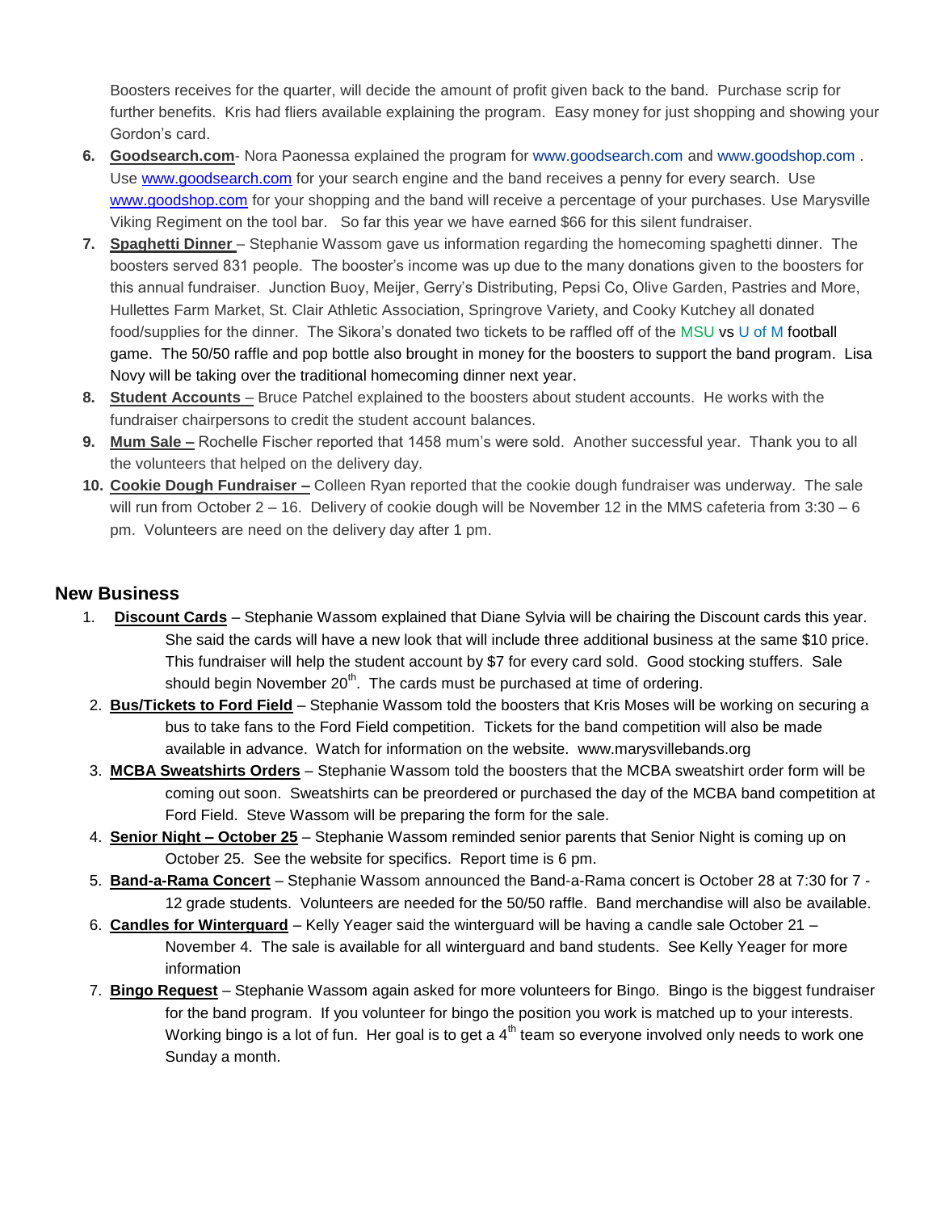Boosters receives for the quarter, will decide the amount of profit given back to the band. Purchase scrip for further benefits. Kris had fliers available explaining the program. Easy money for just shopping and showing your Gordon's card.

6. **Goodsearch.com**- Nora Paonessa explained the program for www.goodsearch.com and www.goodshop.com . Use www.goodsearch.com for your search engine and the band receives a penny for every search. Use www.goodshop.com for your shopping and the band will receive a percentage of your purchases. Use Marysville Viking Regiment on the tool bar. So far this year we have earned $66 for this silent fundraiser.
7. **Spaghetti Dinner** – Stephanie Wassom gave us information regarding the homecoming spaghetti dinner. The boosters served 831 people. The booster's income was up due to the many donations given to the boosters for this annual fundraiser. Junction Buoy, Meijer, Gerry's Distributing, Pepsi Co, Olive Garden, Pastries and More, Hullettes Farm Market, St. Clair Athletic Association, Springrove Variety, and Cooky Kutchey all donated food/supplies for the dinner. The Sikora's donated two tickets to be raffled off of the MSU vs U of M football game. The 50/50 raffle and pop bottle also brought in money for the boosters to support the band program. Lisa Novy will be taking over the traditional homecoming dinner next year.
8. **Student Accounts** – Bruce Patchel explained to the boosters about student accounts. He works with the fundraiser chairpersons to credit the student account balances.
9. **Mum Sale –** Rochelle Fischer reported that 1458 mum's were sold. Another successful year. Thank you to all the volunteers that helped on the delivery day.
10. **Cookie Dough Fundraiser –** Colleen Ryan reported that the cookie dough fundraiser was underway. The sale will run from October 2 – 16. Delivery of cookie dough will be November 12 in the MMS cafeteria from 3:30 – 6 pm. Volunteers are need on the delivery day after 1 pm.

## New Business

1. **Discount Cards** – Stephanie Wassom explained that Diane Sylvia will be chairing the Discount cards this year. She said the cards will have a new look that will include three additional business at the same $10 price. This fundraiser will help the student account by $7 for every card sold. Good stocking stuffers. Sale should begin November 20th. The cards must be purchased at time of ordering.
2. **Bus/Tickets to Ford Field** – Stephanie Wassom told the boosters that Kris Moses will be working on securing a bus to take fans to the Ford Field competition. Tickets for the band competition will also be made available in advance. Watch for information on the website. www.marysvillebands.org
3. **MCBA Sweatshirts Orders** – Stephanie Wassom told the boosters that the MCBA sweatshirt order form will be coming out soon. Sweatshirts can be preordered or purchased the day of the MCBA band competition at Ford Field. Steve Wassom will be preparing the form for the sale.
4. **Senior Night – October 25** – Stephanie Wassom reminded senior parents that Senior Night is coming up on October 25. See the website for specifics. Report time is 6 pm.
5. **Band-a-Rama Concert** – Stephanie Wassom announced the Band-a-Rama concert is October 28 at 7:30 for 7 - 12 grade students. Volunteers are needed for the 50/50 raffle. Band merchandise will also be available.
6. **Candles for Winterguard** – Kelly Yeager said the winterguard will be having a candle sale October 21 – November 4. The sale is available for all winterguard and band students. See Kelly Yeager for more information
7. **Bingo Request** – Stephanie Wassom again asked for more volunteers for Bingo. Bingo is the biggest fundraiser for the band program. If you volunteer for bingo the position you work is matched up to your interests. Working bingo is a lot of fun. Her goal is to get a 4th team so everyone involved only needs to work one Sunday a month.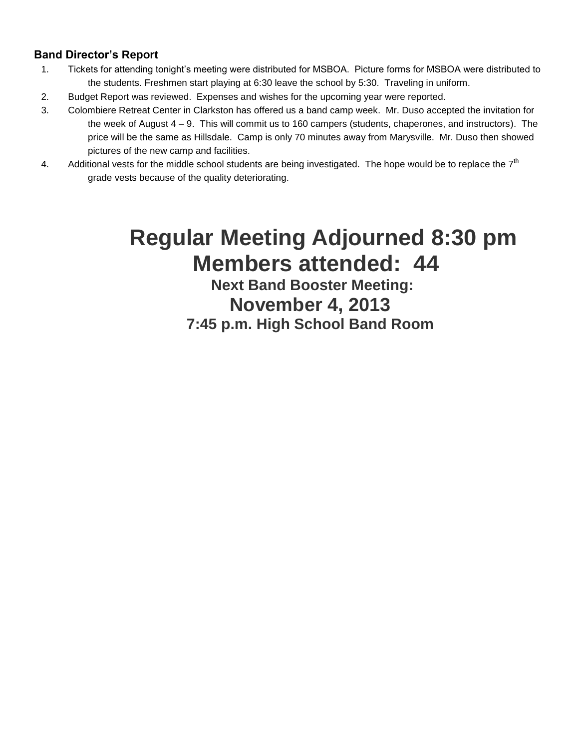**Band Director's Report**

1. Tickets for attending tonight's meeting were distributed for MSBOA. Picture forms for MSBOA were distributed to the students. Freshmen start playing at 6:30 leave the school by 5:30. Traveling in uniform.
2. Budget Report was reviewed. Expenses and wishes for the upcoming year were reported.
3. Colombiere Retreat Center in Clarkston has offered us a band camp week. Mr. Duso accepted the invitation for the week of August 4 – 9. This will commit us to 160 campers (students, chaperones, and instructors). The price will be the same as Hillsdale. Camp is only 70 minutes away from Marysville. Mr. Duso then showed pictures of the new camp and facilities.
4. Additional vests for the middle school students are being investigated. The hope would be to replace the 7th grade vests because of the quality deteriorating.

# Regular Meeting Adjourned 8:30 pm

# Members attended: 44

### Next Band Booster Meeting:

## November 4, 2013

### 7:45 p.m. High School Band Room